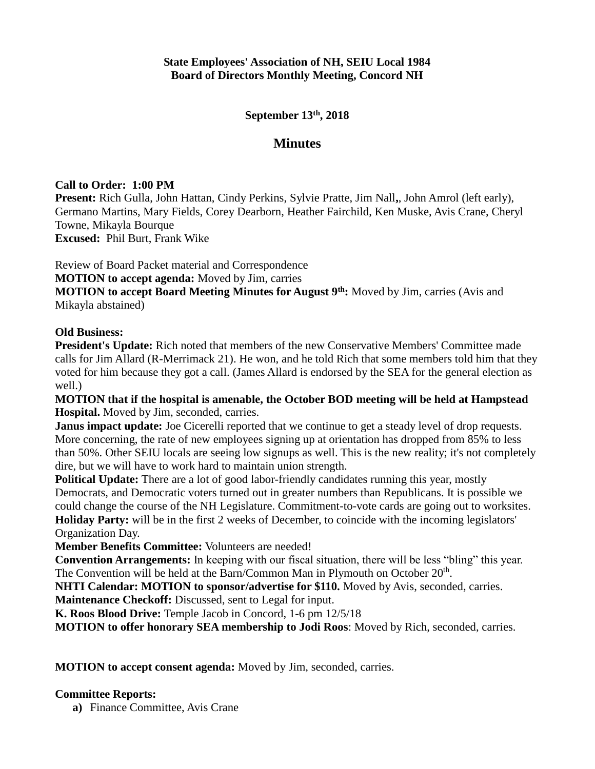**State Employees' Association of NH, SEIU Local 1984**
**Board of Directors Monthly Meeting, Concord NH**

**September 13th, 2018**

## Minutes

**Call to Order: 1:00 PM**
**Present:** Rich Gulla, John Hattan, Cindy Perkins, Sylvie Pratte, Jim Nall,, John Amrol (left early), Germano Martins, Mary Fields, Corey Dearborn, Heather Fairchild, Ken Muske, Avis Crane, Cheryl Towne, Mikayla Bourque
**Excused:** Phil Burt, Frank Wike

Review of Board Packet material and Correspondence
**MOTION to accept agenda:** Moved by Jim, carries
**MOTION to accept Board Meeting Minutes for August 9th:** Moved by Jim, carries (Avis and Mikayla abstained)

**Old Business:**
**President's Update:** Rich noted that members of the new Conservative Members' Committee made calls for Jim Allard (R-Merrimack 21). He won, and he told Rich that some members told him that they voted for him because they got a call. (James Allard is endorsed by the SEA for the general election as well.)
**MOTION that if the hospital is amenable, the October BOD meeting will be held at Hampstead Hospital.** Moved by Jim, seconded, carries.
**Janus impact update:** Joe Cicerelli reported that we continue to get a steady level of drop requests. More concerning, the rate of new employees signing up at orientation has dropped from 85% to less than 50%. Other SEIU locals are seeing low signups as well. This is the new reality; it's not completely dire, but we will have to work hard to maintain union strength.
**Political Update:** There are a lot of good labor-friendly candidates running this year, mostly Democrats, and Democratic voters turned out in greater numbers than Republicans. It is possible we could change the course of the NH Legislature. Commitment-to-vote cards are going out to worksites.
**Holiday Party:** will be in the first 2 weeks of December, to coincide with the incoming legislators' Organization Day.
**Member Benefits Committee:** Volunteers are needed!
**Convention Arrangements:** In keeping with our fiscal situation, there will be less "bling" this year. The Convention will be held at the Barn/Common Man in Plymouth on October 20th.
**NHTI Calendar: MOTION to sponsor/advertise for $110.** Moved by Avis, seconded, carries.
**Maintenance Checkoff:** Discussed, sent to Legal for input.
**K. Roos Blood Drive:** Temple Jacob in Concord, 1-6 pm 12/5/18
**MOTION to offer honorary SEA membership to Jodi Roos**: Moved by Rich, seconded, carries.

**MOTION to accept consent agenda:** Moved by Jim, seconded, carries.

**Committee Reports:**

a) Finance Committee, Avis Crane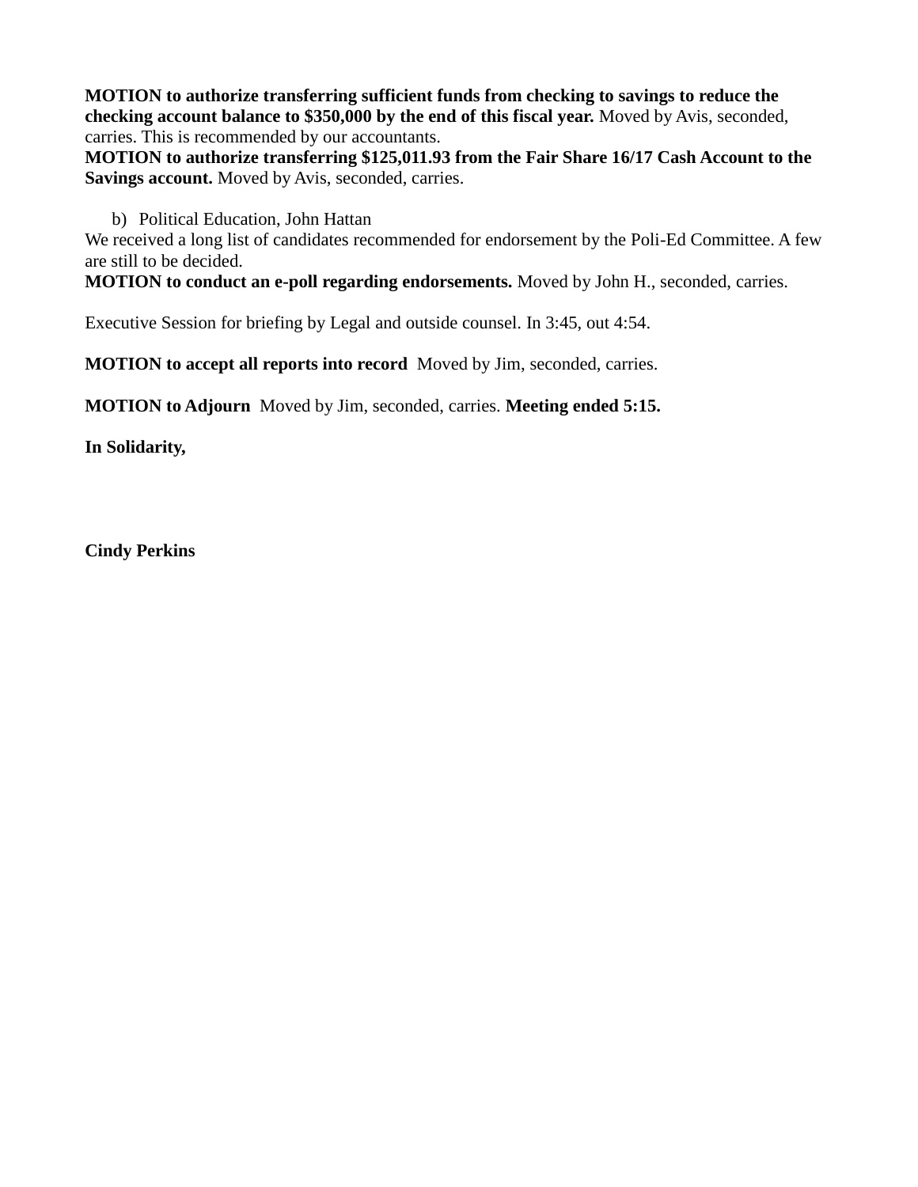**MOTION to authorize transferring sufficient funds from checking to savings to reduce the checking account balance to $350,000 by the end of this fiscal year.** Moved by Avis, seconded, carries. This is recommended by our accountants.
**MOTION to authorize transferring $125,011.93 from the Fair Share 16/17 Cash Account to the Savings account.** Moved by Avis, seconded, carries.

b) Political Education, John Hattan

We received a long list of candidates recommended for endorsement by the Poli-Ed Committee. A few are still to be decided.
**MOTION to conduct an e-poll regarding endorsements.** Moved by John H., seconded, carries.

Executive Session for briefing by Legal and outside counsel. In 3:45, out 4:54.

**MOTION to accept all reports into record** Moved by Jim, seconded, carries.

**MOTION to Adjourn** Moved by Jim, seconded, carries. **Meeting ended 5:15.**

**In Solidarity,**

**Cindy Perkins**